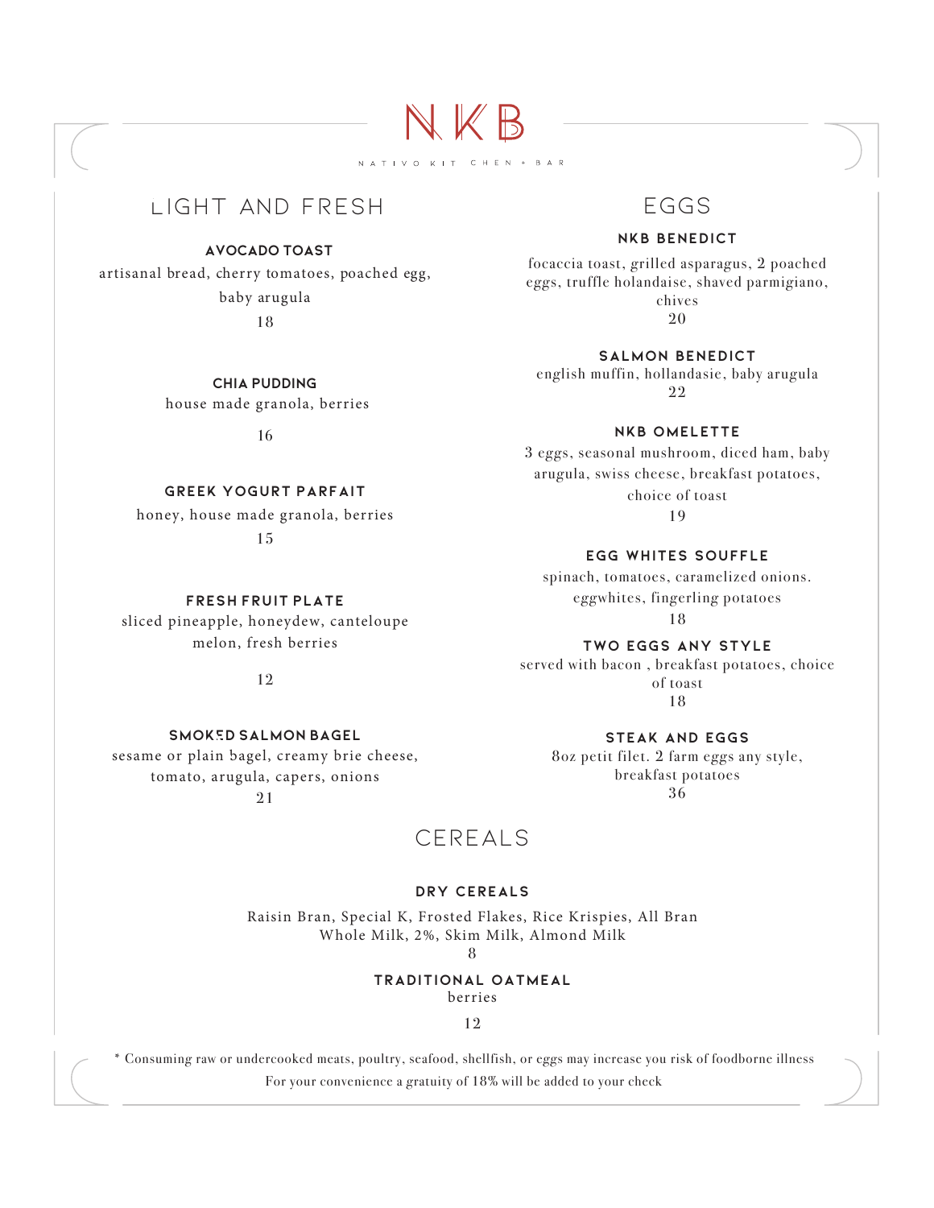# NKB

NATIVO KITCHEN + BAR

## LIGHT AND FRESH

### AVOCADO TOAST

artisanal bread, cherry tomatoes, poached egg, baby arugula

18

### CHIA PUDDING

house made granola, berries

16

### GREEK YOGURT PARFAIT

honey, house made granola, berries

15

### FRESH FRUIT PLATE

sliced pineapple, honeydew, canteloupe melon, fresh berries

12

### SMOKED SALMON BAGEL

sesame or plain bagel, creamy brie cheese, tomato, arugula, capers, onions

21

## EGGS

### NKB BENEDICT

focaccia toast, grilled asparagus, 2 poached eggs, truffle holandaise, shaved parmigiano, chives

20

### SALMON BENEDICT

english muffin, hollandasie, baby arugula

22

### NKB OMELETTE

3 eggs, seasonal mushroom, diced ham, baby arugula, swiss cheese, breakfast potatoes, choice of toast

19

### EGG WHITES SOUFFLE

spinach, tomatoes, caramelized onions. eggwhites, fingerling potatoes

18

### TWO EGGS ANY STYLE

served with bacon , breakfast potatoes, choice of toast

18

### STEAK AND EGGS

8oz petit filet. 2 farm eggs any style, breakfast potatoes

36

## CEREALS

### DRY CEREALS

Raisin Bran, Special K, Frosted Flakes, Rice Krispies, All Bran
Whole Milk, 2%, Skim Milk, Almond Milk

8

### TRADITIONAL OATMEAL

berries

12

* Consuming raw or undercooked meats, poultry, seafood, shellfish, or eggs may increase you risk of foodborne illness

For your convenience a gratuity of 18% will be added to your check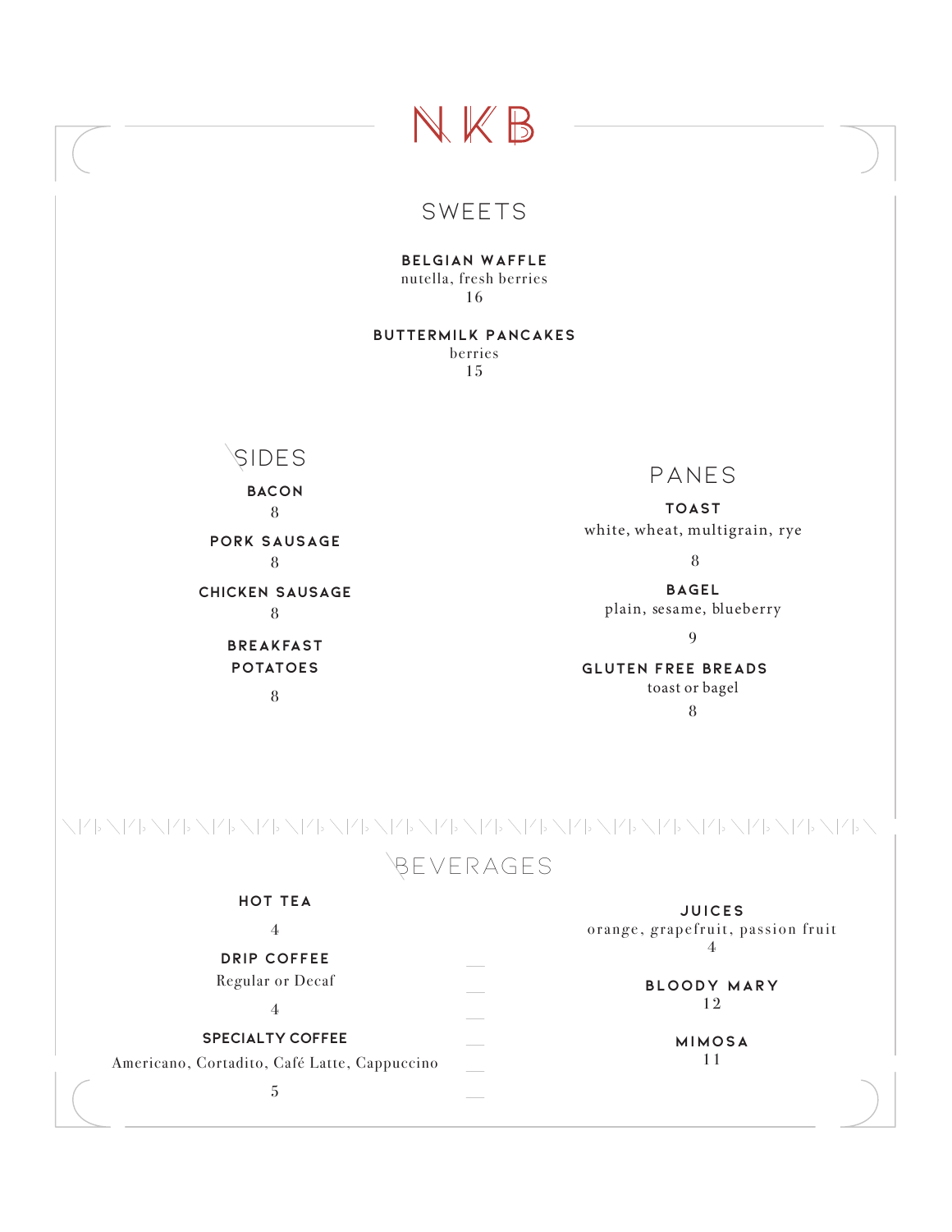# NKB

## SWEETS

**BELGIAN WAFFLE**
nutella, fresh berries
16

**BUTTERMILK PANCAKES**
berries
15

## SIDES

**BACON**
8

**PORK SAUSAGE**
8

**CHICKEN SAUSAGE**
8

**BREAKFAST POTATOES**
8

## PANES

**TOAST**
white, wheat, multigrain, rye
8

**BAGEL**
plain, sesame, blueberry
9

**GLUTEN FREE BREADS**
toast or bagel
8

## BEVERAGES

**HOT TEA**
4

**DRIP COFFEE**
Regular or Decaf
4

**SPECIALTY COFFEE**
Americano, Cortadito, Café Latte, Cappuccino
5

**JUICES**
orange, grapefruit, passion fruit
4

**BLOODY MARY**
12

**MIMOSA**
11